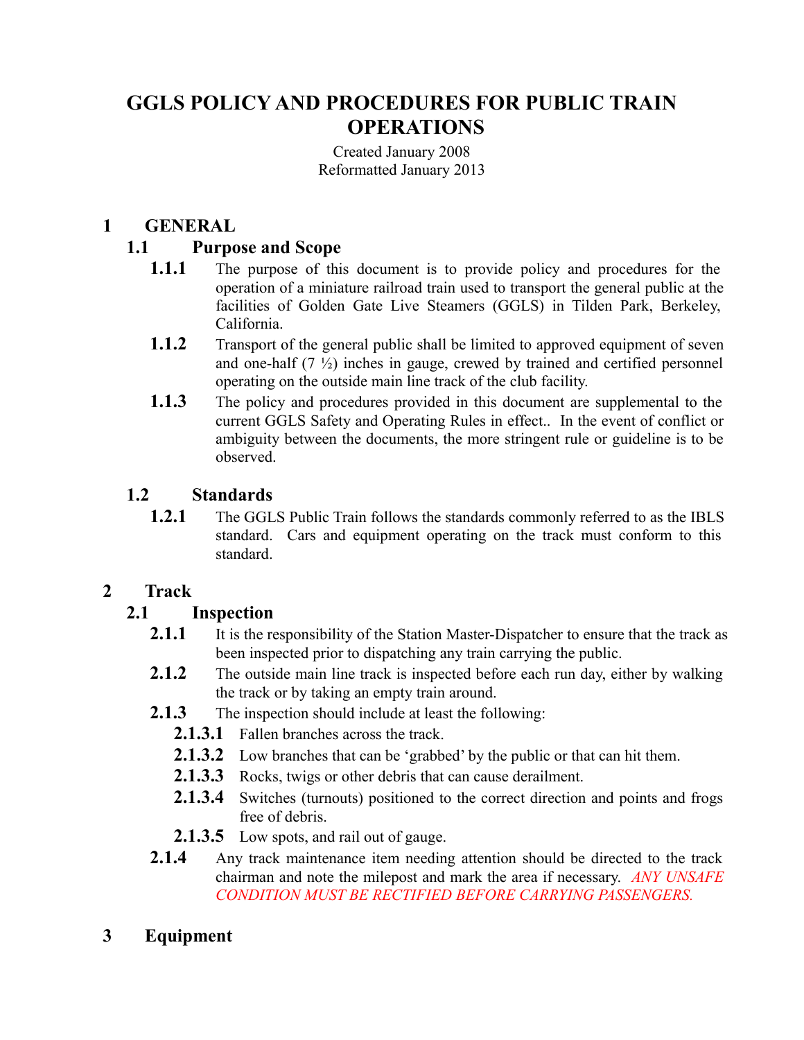# GGLS POLICY AND PROCEDURES FOR PUBLIC TRAIN OPERATIONS

Created January 2008
Reformatted January 2013

## 1 GENERAL

### 1.1 Purpose and Scope

**1.1.1** The purpose of this document is to provide policy and procedures for the operation of a miniature railroad train used to transport the general public at the facilities of Golden Gate Live Steamers (GGLS) in Tilden Park, Berkeley, California.

**1.1.2** Transport of the general public shall be limited to approved equipment of seven and one-half (7 ½) inches in gauge, crewed by trained and certified personnel operating on the outside main line track of the club facility.

**1.1.3** The policy and procedures provided in this document are supplemental to the current GGLS Safety and Operating Rules in effect.. In the event of conflict or ambiguity between the documents, the more stringent rule or guideline is to be observed.

### 1.2 Standards

**1.2.1** The GGLS Public Train follows the standards commonly referred to as the IBLS standard. Cars and equipment operating on the track must conform to this standard.

## 2 Track

### 2.1 Inspection

**2.1.1** It is the responsibility of the Station Master-Dispatcher to ensure that the track as been inspected prior to dispatching any train carrying the public.

**2.1.2** The outside main line track is inspected before each run day, either by walking the track or by taking an empty train around.

**2.1.3** The inspection should include at least the following:

**2.1.3.1** Fallen branches across the track.

**2.1.3.2** Low branches that can be 'grabbed' by the public or that can hit them.

**2.1.3.3** Rocks, twigs or other debris that can cause derailment.

**2.1.3.4** Switches (turnouts) positioned to the correct direction and points and frogs free of debris.

**2.1.3.5** Low spots, and rail out of gauge.

**2.1.4** Any track maintenance item needing attention should be directed to the track chairman and note the milepost and mark the area if necessary. *ANY UNSAFE CONDITION MUST BE RECTIFIED BEFORE CARRYING PASSENGERS.*

## 3 Equipment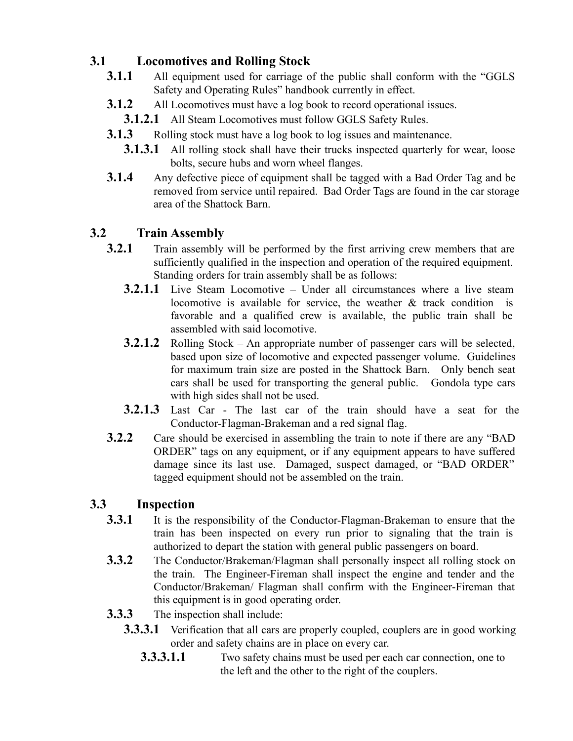## 3.1 Locomotives and Rolling Stock

**3.1.1** All equipment used for carriage of the public shall conform with the "GGLS Safety and Operating Rules" handbook currently in effect.

**3.1.2** All Locomotives must have a log book to record operational issues.

**3.1.2.1** All Steam Locomotives must follow GGLS Safety Rules.

**3.1.3** Rolling stock must have a log book to log issues and maintenance.

**3.1.3.1** All rolling stock shall have their trucks inspected quarterly for wear, loose bolts, secure hubs and worn wheel flanges.

**3.1.4** Any defective piece of equipment shall be tagged with a Bad Order Tag and be removed from service until repaired. Bad Order Tags are found in the car storage area of the Shattock Barn.

## 3.2 Train Assembly

**3.2.1** Train assembly will be performed by the first arriving crew members that are sufficiently qualified in the inspection and operation of the required equipment. Standing orders for train assembly shall be as follows:

**3.2.1.1** Live Steam Locomotive – Under all circumstances where a live steam locomotive is available for service, the weather & track condition is favorable and a qualified crew is available, the public train shall be assembled with said locomotive.

**3.2.1.2** Rolling Stock – An appropriate number of passenger cars will be selected, based upon size of locomotive and expected passenger volume. Guidelines for maximum train size are posted in the Shattock Barn. Only bench seat cars shall be used for transporting the general public. Gondola type cars with high sides shall not be used.

**3.2.1.3** Last Car - The last car of the train should have a seat for the Conductor-Flagman-Brakeman and a red signal flag.

**3.2.2** Care should be exercised in assembling the train to note if there are any "BAD ORDER" tags on any equipment, or if any equipment appears to have suffered damage since its last use. Damaged, suspect damaged, or "BAD ORDER" tagged equipment should not be assembled on the train.

## 3.3 Inspection

**3.3.1** It is the responsibility of the Conductor-Flagman-Brakeman to ensure that the train has been inspected on every run prior to signaling that the train is authorized to depart the station with general public passengers on board.

**3.3.2** The Conductor/Brakeman/Flagman shall personally inspect all rolling stock on the train. The Engineer-Fireman shall inspect the engine and tender and the Conductor/Brakeman/ Flagman shall confirm with the Engineer-Fireman that this equipment is in good operating order.

**3.3.3** The inspection shall include:

**3.3.3.1** Verification that all cars are properly coupled, couplers are in good working order and safety chains are in place on every car.

**3.3.3.1.1** Two safety chains must be used per each car connection, one to the left and the other to the right of the couplers.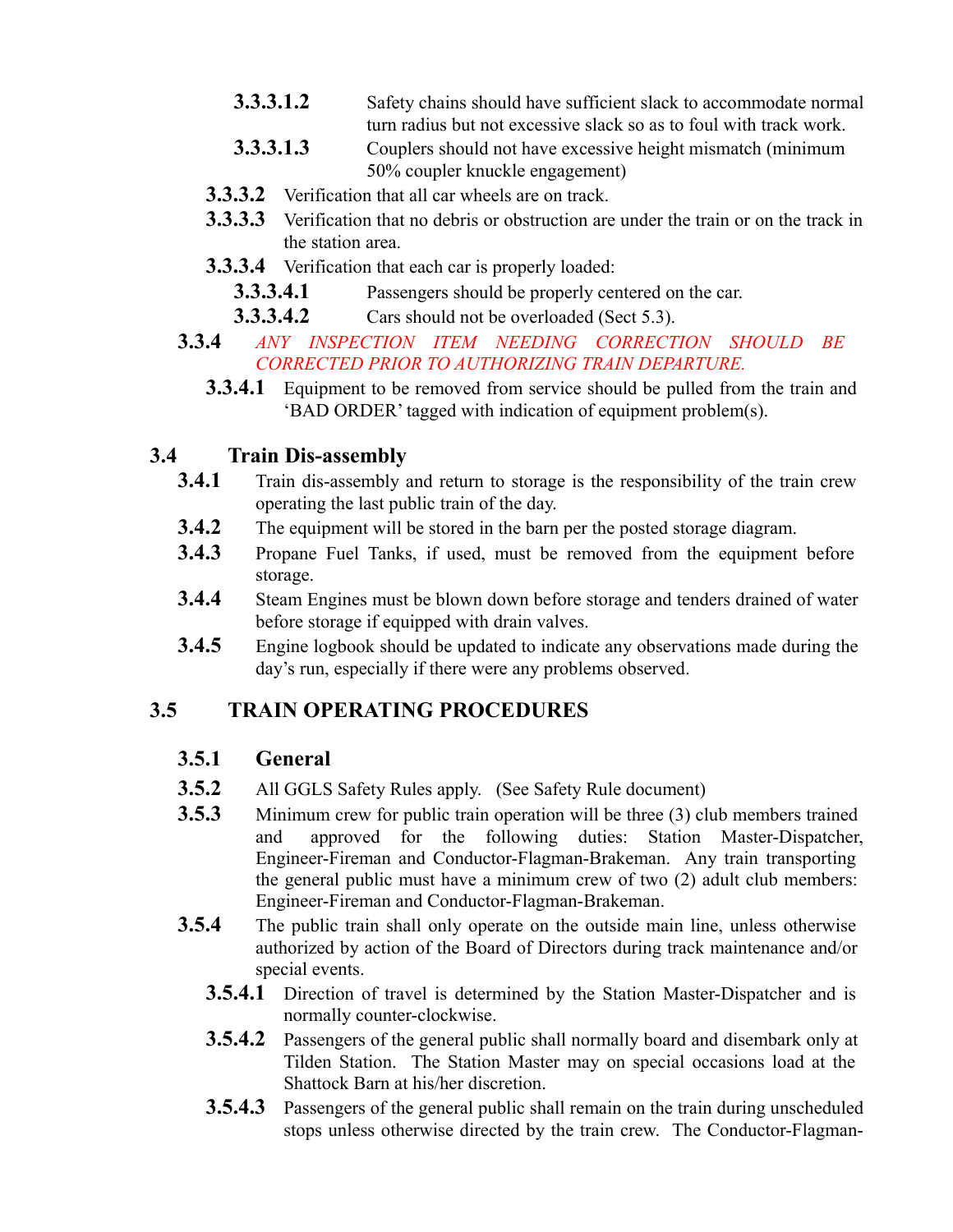**3.3.3.1.2** Safety chains should have sufficient slack to accommodate normal turn radius but not excessive slack so as to foul with track work.

**3.3.3.1.3** Couplers should not have excessive height mismatch (minimum 50% coupler knuckle engagement)

**3.3.3.2** Verification that all car wheels are on track.

**3.3.3.3** Verification that no debris or obstruction are under the train or on the track in the station area.

**3.3.3.4** Verification that each car is properly loaded:

**3.3.3.4.1** Passengers should be properly centered on the car.

**3.3.3.4.2** Cars should not be overloaded (Sect 5.3).

**3.3.4** *ANY INSPECTION ITEM NEEDING CORRECTION SHOULD BE CORRECTED PRIOR TO AUTHORIZING TRAIN DEPARTURE.*

**3.3.4.1** Equipment to be removed from service should be pulled from the train and 'BAD ORDER' tagged with indication of equipment problem(s).

## 3.4 Train Dis-assembly

**3.4.1** Train dis-assembly and return to storage is the responsibility of the train crew operating the last public train of the day.

**3.4.2** The equipment will be stored in the barn per the posted storage diagram.

**3.4.3** Propane Fuel Tanks, if used, must be removed from the equipment before storage.

**3.4.4** Steam Engines must be blown down before storage and tenders drained of water before storage if equipped with drain valves.

**3.4.5** Engine logbook should be updated to indicate any observations made during the day's run, especially if there were any problems observed.

## 3.5 TRAIN OPERATING PROCEDURES

### 3.5.1 General

**3.5.2** All GGLS Safety Rules apply. (See Safety Rule document)

**3.5.3** Minimum crew for public train operation will be three (3) club members trained and approved for the following duties: Station Master-Dispatcher, Engineer-Fireman and Conductor-Flagman-Brakeman. Any train transporting the general public must have a minimum crew of two (2) adult club members: Engineer-Fireman and Conductor-Flagman-Brakeman.

**3.5.4** The public train shall only operate on the outside main line, unless otherwise authorized by action of the Board of Directors during track maintenance and/or special events.

**3.5.4.1** Direction of travel is determined by the Station Master-Dispatcher and is normally counter-clockwise.

**3.5.4.2** Passengers of the general public shall normally board and disembark only at Tilden Station. The Station Master may on special occasions load at the Shattock Barn at his/her discretion.

**3.5.4.3** Passengers of the general public shall remain on the train during unscheduled stops unless otherwise directed by the train crew. The Conductor-Flagman-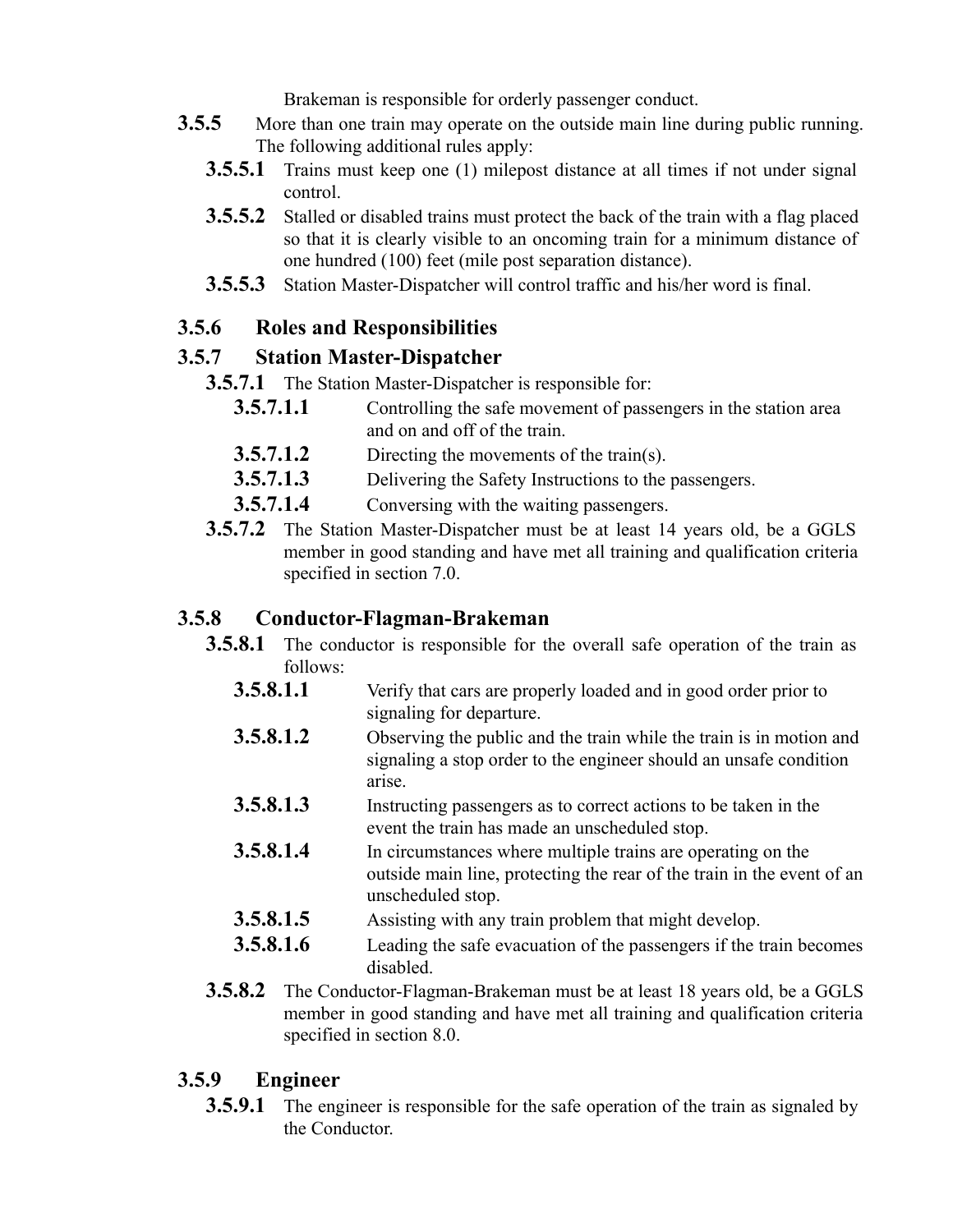Brakeman is responsible for orderly passenger conduct.

**3.5.5** More than one train may operate on the outside main line during public running. The following additional rules apply:

- **3.5.5.1** Trains must keep one (1) milepost distance at all times if not under signal control.
- **3.5.5.2** Stalled or disabled trains must protect the back of the train with a flag placed so that it is clearly visible to an oncoming train for a minimum distance of one hundred (100) feet (mile post separation distance).
- **3.5.5.3** Station Master-Dispatcher will control traffic and his/her word is final.

### 3.5.6 Roles and Responsibilities

### 3.5.7 Station Master-Dispatcher

- **3.5.7.1** The Station Master-Dispatcher is responsible for:
  - **3.5.7.1.1** Controlling the safe movement of passengers in the station area and on and off of the train.
  - **3.5.7.1.2** Directing the movements of the train(s).
  - **3.5.7.1.3** Delivering the Safety Instructions to the passengers.
  - **3.5.7.1.4** Conversing with the waiting passengers.
- **3.5.7.2** The Station Master-Dispatcher must be at least 14 years old, be a GGLS member in good standing and have met all training and qualification criteria specified in section 7.0.

### 3.5.8 Conductor-Flagman-Brakeman

- **3.5.8.1** The conductor is responsible for the overall safe operation of the train as follows:
  - **3.5.8.1.1** Verify that cars are properly loaded and in good order prior to signaling for departure.
  - **3.5.8.1.2** Observing the public and the train while the train is in motion and signaling a stop order to the engineer should an unsafe condition arise.
  - **3.5.8.1.3** Instructing passengers as to correct actions to be taken in the event the train has made an unscheduled stop.
  - **3.5.8.1.4** In circumstances where multiple trains are operating on the outside main line, protecting the rear of the train in the event of an unscheduled stop.
  - **3.5.8.1.5** Assisting with any train problem that might develop.
  - **3.5.8.1.6** Leading the safe evacuation of the passengers if the train becomes disabled.
- **3.5.8.2** The Conductor-Flagman-Brakeman must be at least 18 years old, be a GGLS member in good standing and have met all training and qualification criteria specified in section 8.0.

### 3.5.9 Engineer

- **3.5.9.1** The engineer is responsible for the safe operation of the train as signaled by the Conductor.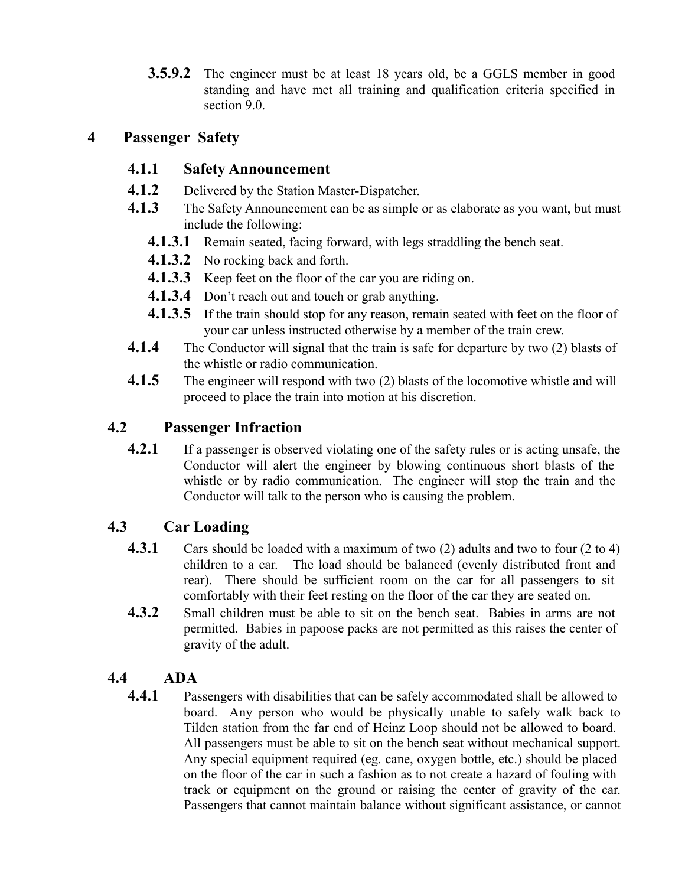**3.5.9.2** The engineer must be at least 18 years old, be a GGLS member in good standing and have met all training and qualification criteria specified in section 9.0.

# 4 Passenger Safety

## 4.1.1 Safety Announcement

**4.1.2** Delivered by the Station Master-Dispatcher.

**4.1.3** The Safety Announcement can be as simple or as elaborate as you want, but must include the following:

- **4.1.3.1** Remain seated, facing forward, with legs straddling the bench seat.
- **4.1.3.2** No rocking back and forth.
- **4.1.3.3** Keep feet on the floor of the car you are riding on.
- **4.1.3.4** Don't reach out and touch or grab anything.
- **4.1.3.5** If the train should stop for any reason, remain seated with feet on the floor of your car unless instructed otherwise by a member of the train crew.

**4.1.4** The Conductor will signal that the train is safe for departure by two (2) blasts of the whistle or radio communication.

**4.1.5** The engineer will respond with two (2) blasts of the locomotive whistle and will proceed to place the train into motion at his discretion.

## 4.2 Passenger Infraction

**4.2.1** If a passenger is observed violating one of the safety rules or is acting unsafe, the Conductor will alert the engineer by blowing continuous short blasts of the whistle or by radio communication. The engineer will stop the train and the Conductor will talk to the person who is causing the problem.

## 4.3 Car Loading

**4.3.1** Cars should be loaded with a maximum of two (2) adults and two to four (2 to 4) children to a car. The load should be balanced (evenly distributed front and rear). There should be sufficient room on the car for all passengers to sit comfortably with their feet resting on the floor of the car they are seated on.

**4.3.2** Small children must be able to sit on the bench seat. Babies in arms are not permitted. Babies in papoose packs are not permitted as this raises the center of gravity of the adult.

## 4.4 ADA

**4.4.1** Passengers with disabilities that can be safely accommodated shall be allowed to board. Any person who would be physically unable to safely walk back to Tilden station from the far end of Heinz Loop should not be allowed to board. All passengers must be able to sit on the bench seat without mechanical support. Any special equipment required (eg. cane, oxygen bottle, etc.) should be placed on the floor of the car in such a fashion as to not create a hazard of fouling with track or equipment on the ground or raising the center of gravity of the car. Passengers that cannot maintain balance without significant assistance, or cannot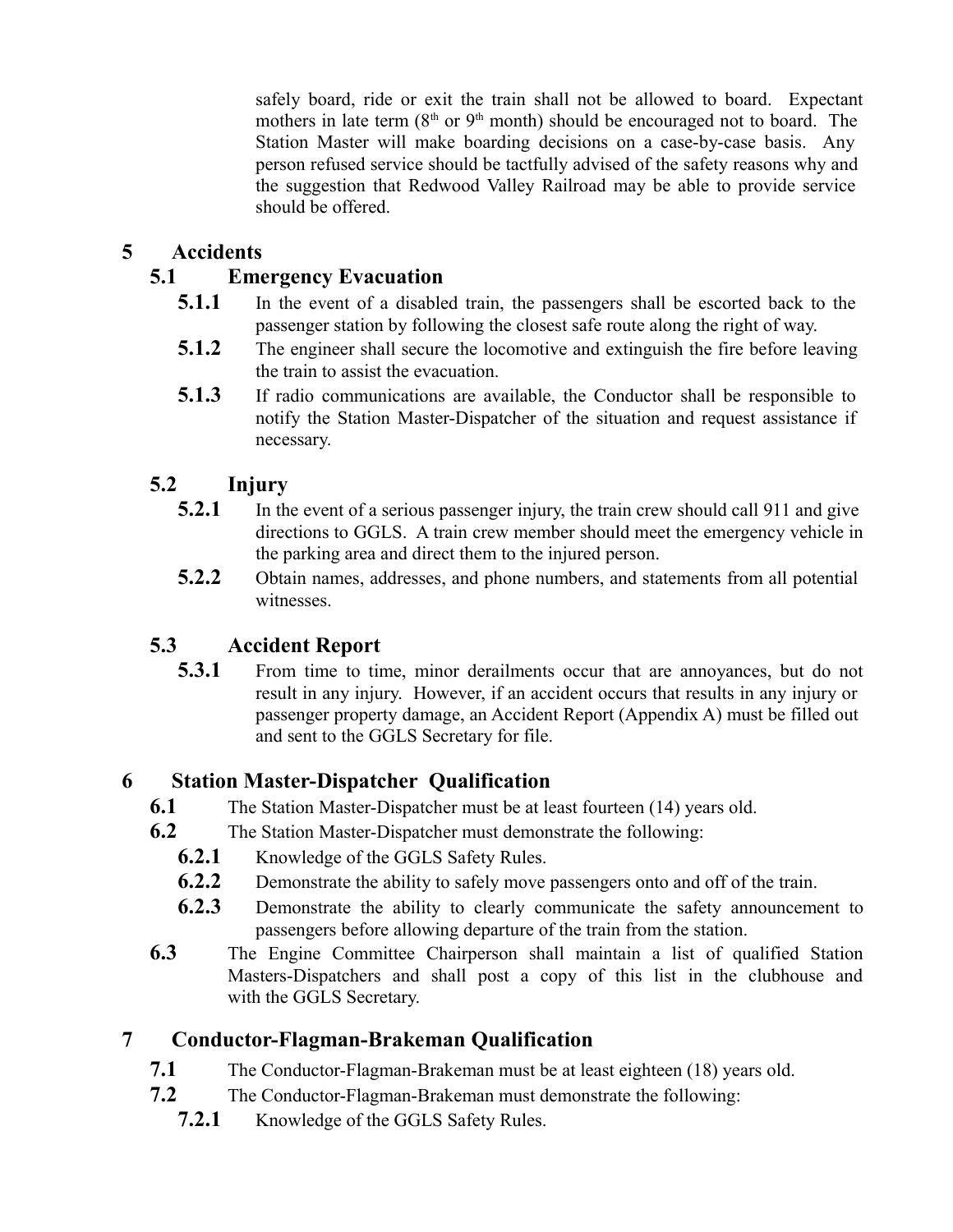safely board, ride or exit the train shall not be allowed to board. Expectant mothers in late term (8th or 9th month) should be encouraged not to board. The Station Master will make boarding decisions on a case-by-case basis. Any person refused service should be tactfully advised of the safety reasons why and the suggestion that Redwood Valley Railroad may be able to provide service should be offered.

# 5 Accidents

## 5.1 Emergency Evacuation

**5.1.1** In the event of a disabled train, the passengers shall be escorted back to the passenger station by following the closest safe route along the right of way.

**5.1.2** The engineer shall secure the locomotive and extinguish the fire before leaving the train to assist the evacuation.

**5.1.3** If radio communications are available, the Conductor shall be responsible to notify the Station Master-Dispatcher of the situation and request assistance if necessary.

## 5.2 Injury

**5.2.1** In the event of a serious passenger injury, the train crew should call 911 and give directions to GGLS. A train crew member should meet the emergency vehicle in the parking area and direct them to the injured person.

**5.2.2** Obtain names, addresses, and phone numbers, and statements from all potential witnesses.

## 5.3 Accident Report

**5.3.1** From time to time, minor derailments occur that are annoyances, but do not result in any injury. However, if an accident occurs that results in any injury or passenger property damage, an Accident Report (Appendix A) must be filled out and sent to the GGLS Secretary for file.

# 6 Station Master-Dispatcher Qualification

**6.1** The Station Master-Dispatcher must be at least fourteen (14) years old.

**6.2** The Station Master-Dispatcher must demonstrate the following:

**6.2.1** Knowledge of the GGLS Safety Rules.

**6.2.2** Demonstrate the ability to safely move passengers onto and off of the train.

**6.2.3** Demonstrate the ability to clearly communicate the safety announcement to passengers before allowing departure of the train from the station.

**6.3** The Engine Committee Chairperson shall maintain a list of qualified Station Masters-Dispatchers and shall post a copy of this list in the clubhouse and with the GGLS Secretary.

# 7 Conductor-Flagman-Brakeman Qualification

**7.1** The Conductor-Flagman-Brakeman must be at least eighteen (18) years old.

**7.2** The Conductor-Flagman-Brakeman must demonstrate the following:

**7.2.1** Knowledge of the GGLS Safety Rules.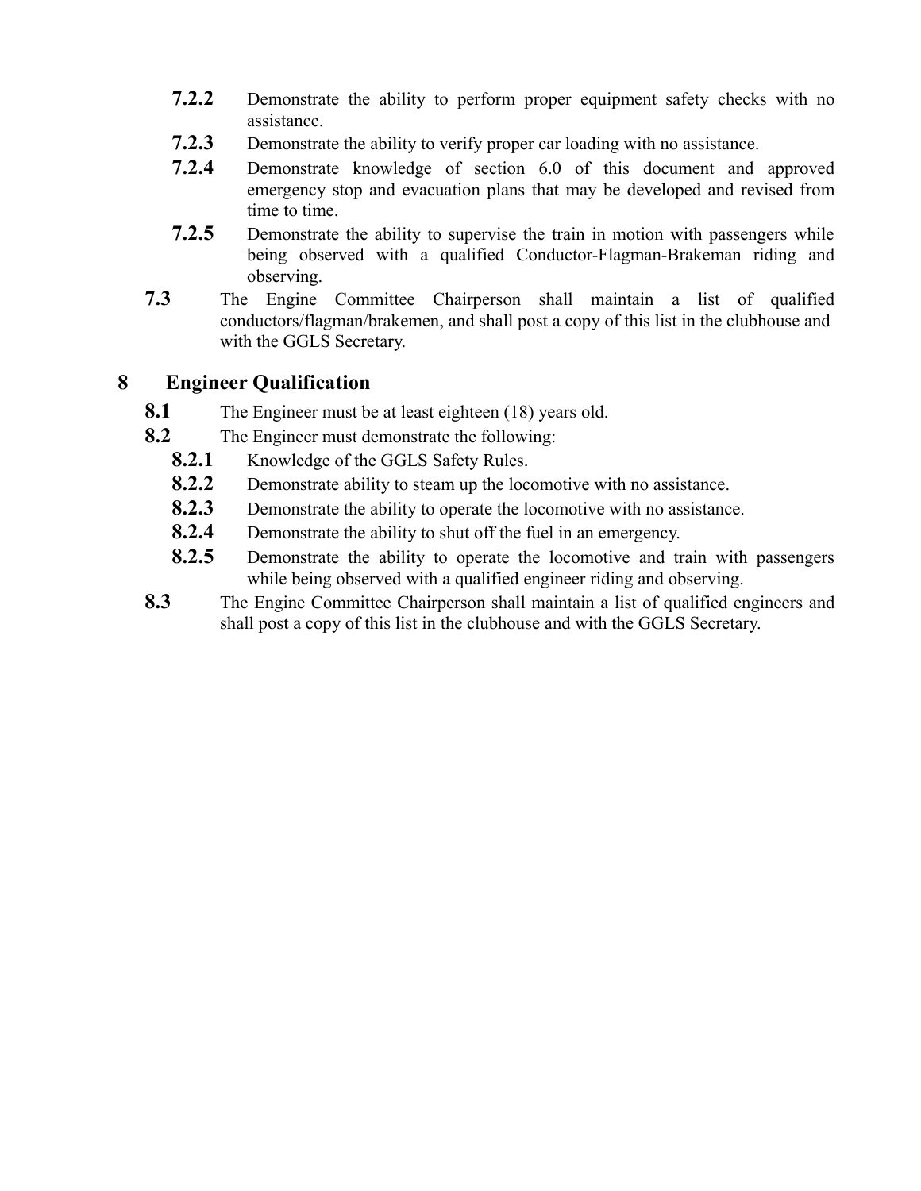**7.2.2** Demonstrate the ability to perform proper equipment safety checks with no assistance.

**7.2.3** Demonstrate the ability to verify proper car loading with no assistance.

**7.2.4** Demonstrate knowledge of section 6.0 of this document and approved emergency stop and evacuation plans that may be developed and revised from time to time.

**7.2.5** Demonstrate the ability to supervise the train in motion with passengers while being observed with a qualified Conductor-Flagman-Brakeman riding and observing.

**7.3** The Engine Committee Chairperson shall maintain a list of qualified conductors/flagman/brakemen, and shall post a copy of this list in the clubhouse and with the GGLS Secretary.

## 8 Engineer Qualification

**8.1** The Engineer must be at least eighteen (18) years old.

**8.2** The Engineer must demonstrate the following:

**8.2.1** Knowledge of the GGLS Safety Rules.

**8.2.2** Demonstrate ability to steam up the locomotive with no assistance.

**8.2.3** Demonstrate the ability to operate the locomotive with no assistance.

**8.2.4** Demonstrate the ability to shut off the fuel in an emergency.

**8.2.5** Demonstrate the ability to operate the locomotive and train with passengers while being observed with a qualified engineer riding and observing.

**8.3** The Engine Committee Chairperson shall maintain a list of qualified engineers and shall post a copy of this list in the clubhouse and with the GGLS Secretary.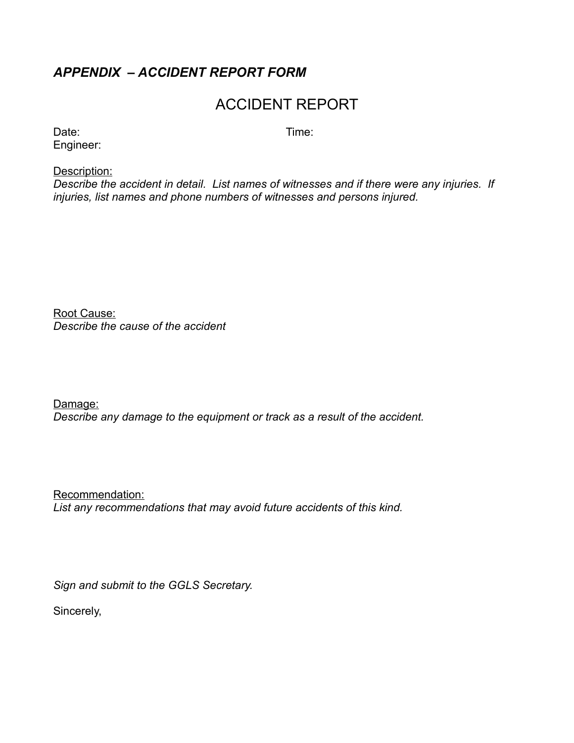## *APPENDIX – ACCIDENT REPORT FORM*

# ACCIDENT REPORT

Date: Time:

Engineer:

Description:

*Describe the accident in detail. List names of witnesses and if there were any injuries. If injuries, list names and phone numbers of witnesses and persons injured.*

Root Cause:

*Describe the cause of the accident*

Damage:

*Describe any damage to the equipment or track as a result of the accident.*

Recommendation:

*List any recommendations that may avoid future accidents of this kind.*

*Sign and submit to the GGLS Secretary.*

Sincerely,